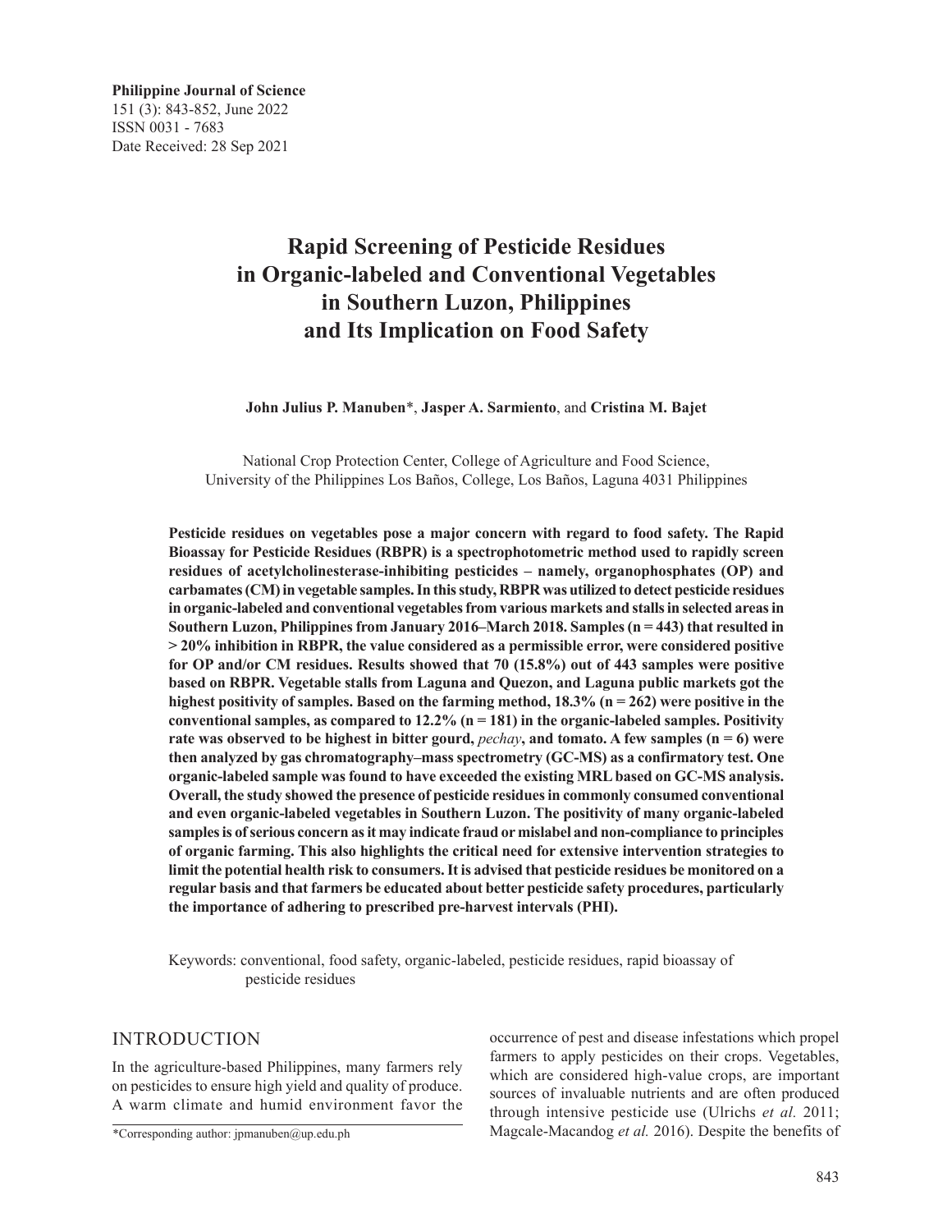Philippine Journal of Science
151 (3): 843-852, June 2022
ISSN 0031 - 7683
Date Received: 28 Sep 2021

# Rapid Screening of Pesticide Residues in Organic-labeled and Conventional Vegetables in Southern Luzon, Philippines and Its Implication on Food Safety

**John Julius P. Manuben***, **Jasper A. Sarmiento**, and **Cristina M. Bajet**

National Crop Protection Center, College of Agriculture and Food Science, University of the Philippines Los Baños, College, Los Baños, Laguna 4031 Philippines

**Pesticide residues on vegetables pose a major concern with regard to food safety. The Rapid Bioassay for Pesticide Residues (RBPR) is a spectrophotometric method used to rapidly screen residues of acetylcholinesterase-inhibiting pesticides – namely, organophosphates (OP) and carbamates (CM) in vegetable samples. In this study, RBPR was utilized to detect pesticide residues in organic-labeled and conventional vegetables from various markets and stalls in selected areas in Southern Luzon, Philippines from January 2016–March 2018. Samples (n = 443) that resulted in > 20% inhibition in RBPR, the value considered as a permissible error, were considered positive for OP and/or CM residues. Results showed that 70 (15.8%) out of 443 samples were positive based on RBPR. Vegetable stalls from Laguna and Quezon, and Laguna public markets got the highest positivity of samples. Based on the farming method, 18.3% (n = 262) were positive in the conventional samples, as compared to 12.2% (n = 181) in the organic-labeled samples. Positivity rate was observed to be highest in bitter gourd, *pechay*, and tomato. A few samples (n = 6) were then analyzed by gas chromatography–mass spectrometry (GC-MS) as a confirmatory test. One organic-labeled sample was found to have exceeded the existing MRL based on GC-MS analysis. Overall, the study showed the presence of pesticide residues in commonly consumed conventional and even organic-labeled vegetables in Southern Luzon. The positivity of many organic-labeled samples is of serious concern as it may indicate fraud or mislabel and non-compliance to principles of organic farming. This also highlights the critical need for extensive intervention strategies to limit the potential health risk to consumers. It is advised that pesticide residues be monitored on a regular basis and that farmers be educated about better pesticide safety procedures, particularly the importance of adhering to prescribed pre-harvest intervals (PHI).**

Keywords: conventional, food safety, organic-labeled, pesticide residues, rapid bioassay of pesticide residues

## INTRODUCTION

In the agriculture-based Philippines, many farmers rely on pesticides to ensure high yield and quality of produce. A warm climate and humid environment favor the occurrence of pest and disease infestations which propel farmers to apply pesticides on their crops. Vegetables, which are considered high-value crops, are important sources of invaluable nutrients and are often produced through intensive pesticide use (Ulrichs *et al.* 2011; Magcale-Macandog *et al.* 2016). Despite the benefits of

*Corresponding author: jpmanuben@up.edu.ph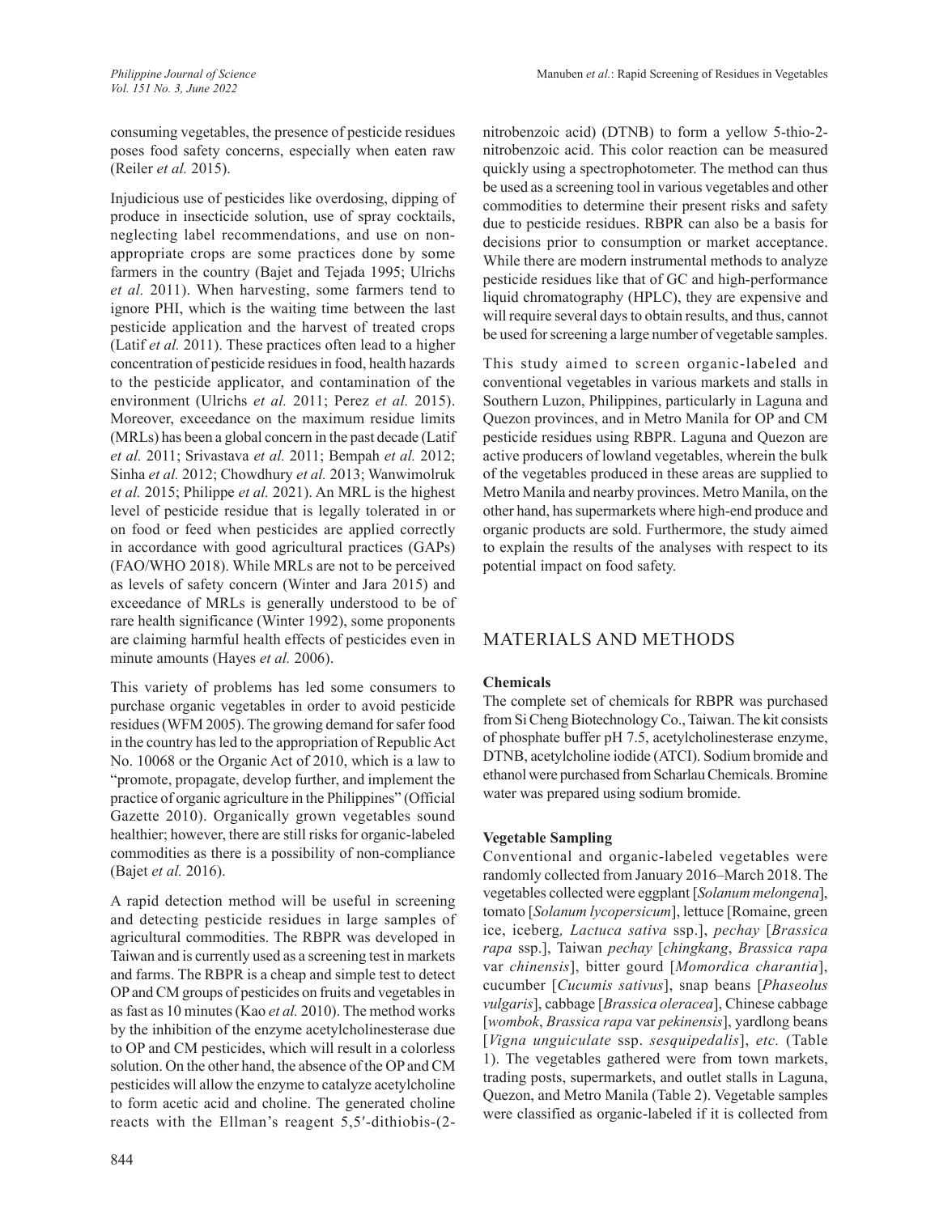consuming vegetables, the presence of pesticide residues poses food safety concerns, especially when eaten raw (Reiler *et al.* 2015).

Injudicious use of pesticides like overdosing, dipping of produce in insecticide solution, use of spray cocktails, neglecting label recommendations, and use on non-appropriate crops are some practices done by some farmers in the country (Bajet and Tejada 1995; Ulrichs *et al.* 2011). When harvesting, some farmers tend to ignore PHI, which is the waiting time between the last pesticide application and the harvest of treated crops (Latif *et al.* 2011). These practices often lead to a higher concentration of pesticide residues in food, health hazards to the pesticide applicator, and contamination of the environment (Ulrichs *et al.* 2011; Perez *et al.* 2015). Moreover, exceedance on the maximum residue limits (MRLs) has been a global concern in the past decade (Latif *et al.* 2011; Srivastava *et al.* 2011; Bempah *et al.* 2012; Sinha *et al.* 2012; Chowdhury *et al.* 2013; Wanwimolruk *et al.* 2015; Philippe *et al.* 2021). An MRL is the highest level of pesticide residue that is legally tolerated in or on food or feed when pesticides are applied correctly in accordance with good agricultural practices (GAPs) (FAO/WHO 2018). While MRLs are not to be perceived as levels of safety concern (Winter and Jara 2015) and exceedance of MRLs is generally understood to be of rare health significance (Winter 1992), some proponents are claiming harmful health effects of pesticides even in minute amounts (Hayes *et al.* 2006).

This variety of problems has led some consumers to purchase organic vegetables in order to avoid pesticide residues (WFM 2005). The growing demand for safer food in the country has led to the appropriation of Republic Act No. 10068 or the Organic Act of 2010, which is a law to "promote, propagate, develop further, and implement the practice of organic agriculture in the Philippines" (Official Gazette 2010). Organically grown vegetables sound healthier; however, there are still risks for organic-labeled commodities as there is a possibility of non-compliance (Bajet *et al.* 2016).

A rapid detection method will be useful in screening and detecting pesticide residues in large samples of agricultural commodities. The RBPR was developed in Taiwan and is currently used as a screening test in markets and farms. The RBPR is a cheap and simple test to detect OP and CM groups of pesticides on fruits and vegetables in as fast as 10 minutes (Kao *et al.* 2010). The method works by the inhibition of the enzyme acetylcholinesterase due to OP and CM pesticides, which will result in a colorless solution. On the other hand, the absence of the OP and CM pesticides will allow the enzyme to catalyze acetylcholine to form acetic acid and choline. The generated choline reacts with the Ellman's reagent 5,5′-dithiobis-(2-nitrobenzoic acid) (DTNB) to form a yellow 5-thio-2-nitrobenzoic acid. This color reaction can be measured quickly using a spectrophotometer. The method can thus be used as a screening tool in various vegetables and other commodities to determine their present risks and safety due to pesticide residues. RBPR can also be a basis for decisions prior to consumption or market acceptance. While there are modern instrumental methods to analyze pesticide residues like that of GC and high-performance liquid chromatography (HPLC), they are expensive and will require several days to obtain results, and thus, cannot be used for screening a large number of vegetable samples.

This study aimed to screen organic-labeled and conventional vegetables in various markets and stalls in Southern Luzon, Philippines, particularly in Laguna and Quezon provinces, and in Metro Manila for OP and CM pesticide residues using RBPR. Laguna and Quezon are active producers of lowland vegetables, wherein the bulk of the vegetables produced in these areas are supplied to Metro Manila and nearby provinces. Metro Manila, on the other hand, has supermarkets where high-end produce and organic products are sold. Furthermore, the study aimed to explain the results of the analyses with respect to its potential impact on food safety.

## MATERIALS AND METHODS

### Chemicals

The complete set of chemicals for RBPR was purchased from Si Cheng Biotechnology Co., Taiwan. The kit consists of phosphate buffer pH 7.5, acetylcholinesterase enzyme, DTNB, acetylcholine iodide (ATCI). Sodium bromide and ethanol were purchased from Scharlau Chemicals. Bromine water was prepared using sodium bromide.

### Vegetable Sampling

Conventional and organic-labeled vegetables were randomly collected from January 2016–March 2018. The vegetables collected were eggplant [*Solanum melongena*], tomato [*Solanum lycopersicum*], lettuce [Romaine, green ice, iceberg*, Lactuca sativa* ssp.], *pechay* [*Brassica rapa* ssp.], Taiwan *pechay* [*chingkang*, *Brassica rapa* var *chinensis*], bitter gourd [*Momordica charantia*], cucumber [*Cucumis sativus*], snap beans [*Phaseolus vulgaris*], cabbage [*Brassica oleracea*], Chinese cabbage [*wombok*, *Brassica rapa* var *pekinensis*], yardlong beans [*Vigna unguiculate* ssp. *sesquipedalis*], *etc.* (Table 1). The vegetables gathered were from town markets, trading posts, supermarkets, and outlet stalls in Laguna, Quezon, and Metro Manila (Table 2). Vegetable samples were classified as organic-labeled if it is collected from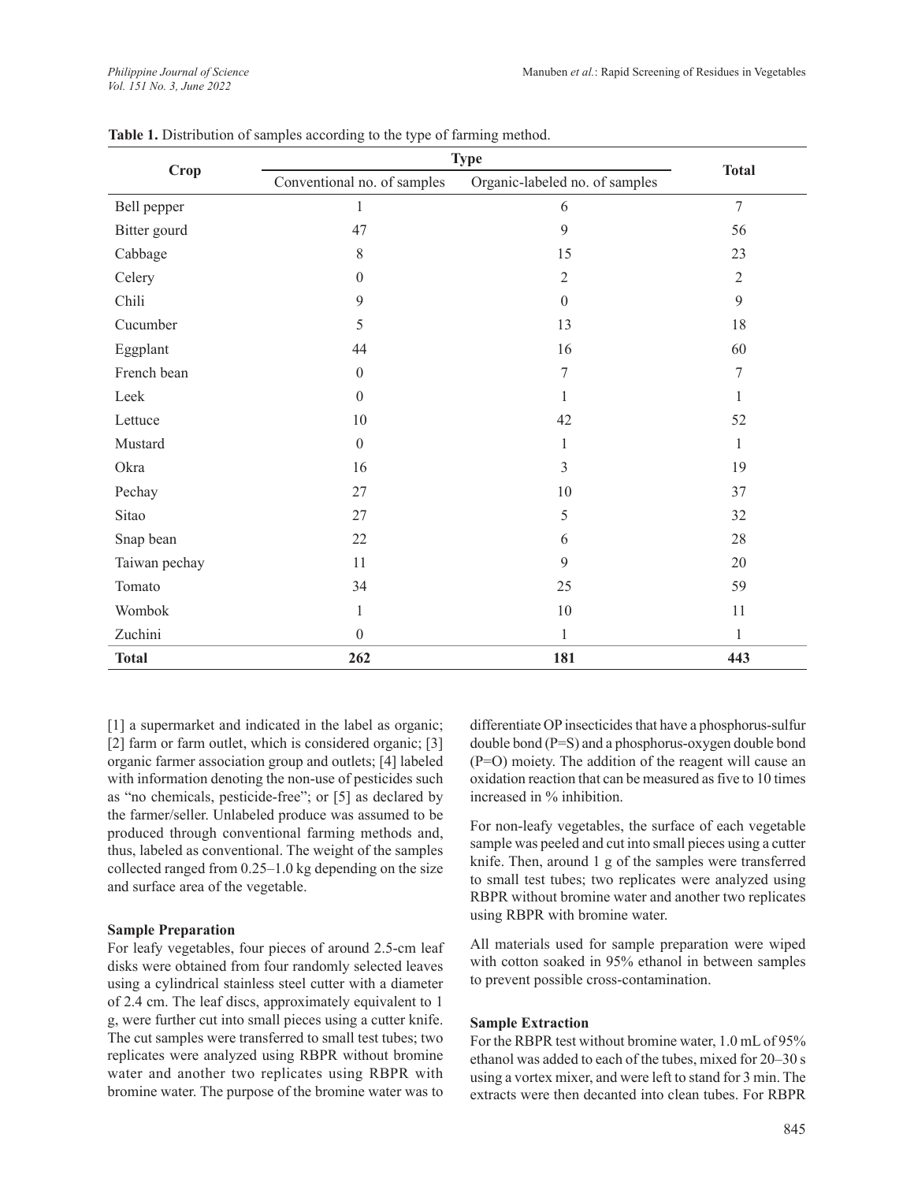**Table 1.** Distribution of samples according to the type of farming method.

| Crop | Type | | Total |
|---|---|---|---|
| | Conventional no. of samples | Organic-labeled no. of samples | |
| Bell pepper | 1 | 6 | 7 |
| Bitter gourd | 47 | 9 | 56 |
| Cabbage | 8 | 15 | 23 |
| Celery | 0 | 2 | 2 |
| Chili | 9 | 0 | 9 |
| Cucumber | 5 | 13 | 18 |
| Eggplant | 44 | 16 | 60 |
| French bean | 0 | 7 | 7 |
| Leek | 0 | 1 | 1 |
| Lettuce | 10 | 42 | 52 |
| Mustard | 0 | 1 | 1 |
| Okra | 16 | 3 | 19 |
| Pechay | 27 | 10 | 37 |
| Sitao | 27 | 5 | 32 |
| Snap bean | 22 | 6 | 28 |
| Taiwan pechay | 11 | 9 | 20 |
| Tomato | 34 | 25 | 59 |
| Wombok | 1 | 10 | 11 |
| Zuchini | 0 | 1 | 1 |
| **Total** | **262** | **181** | **443** |

[1] a supermarket and indicated in the label as organic; [2] farm or farm outlet, which is considered organic; [3] organic farmer association group and outlets; [4] labeled with information denoting the non-use of pesticides such as "no chemicals, pesticide-free"; or [5] as declared by the farmer/seller. Unlabeled produce was assumed to be produced through conventional farming methods and, thus, labeled as conventional. The weight of the samples collected ranged from 0.25–1.0 kg depending on the size and surface area of the vegetable.

### Sample Preparation

For leafy vegetables, four pieces of around 2.5-cm leaf disks were obtained from four randomly selected leaves using a cylindrical stainless steel cutter with a diameter of 2.4 cm. The leaf discs, approximately equivalent to 1 g, were further cut into small pieces using a cutter knife. The cut samples were transferred to small test tubes; two replicates were analyzed using RBPR without bromine water and another two replicates using RBPR with bromine water. The purpose of the bromine water was to differentiate OP insecticides that have a phosphorus-sulfur double bond (P=S) and a phosphorus-oxygen double bond (P=O) moiety. The addition of the reagent will cause an oxidation reaction that can be measured as five to 10 times increased in % inhibition.

For non-leafy vegetables, the surface of each vegetable sample was peeled and cut into small pieces using a cutter knife. Then, around 1 g of the samples were transferred to small test tubes; two replicates were analyzed using RBPR without bromine water and another two replicates using RBPR with bromine water.

All materials used for sample preparation were wiped with cotton soaked in 95% ethanol in between samples to prevent possible cross-contamination.

### Sample Extraction

For the RBPR test without bromine water, 1.0 mL of 95% ethanol was added to each of the tubes, mixed for 20–30 s using a vortex mixer, and were left to stand for 3 min. The extracts were then decanted into clean tubes. For RBPR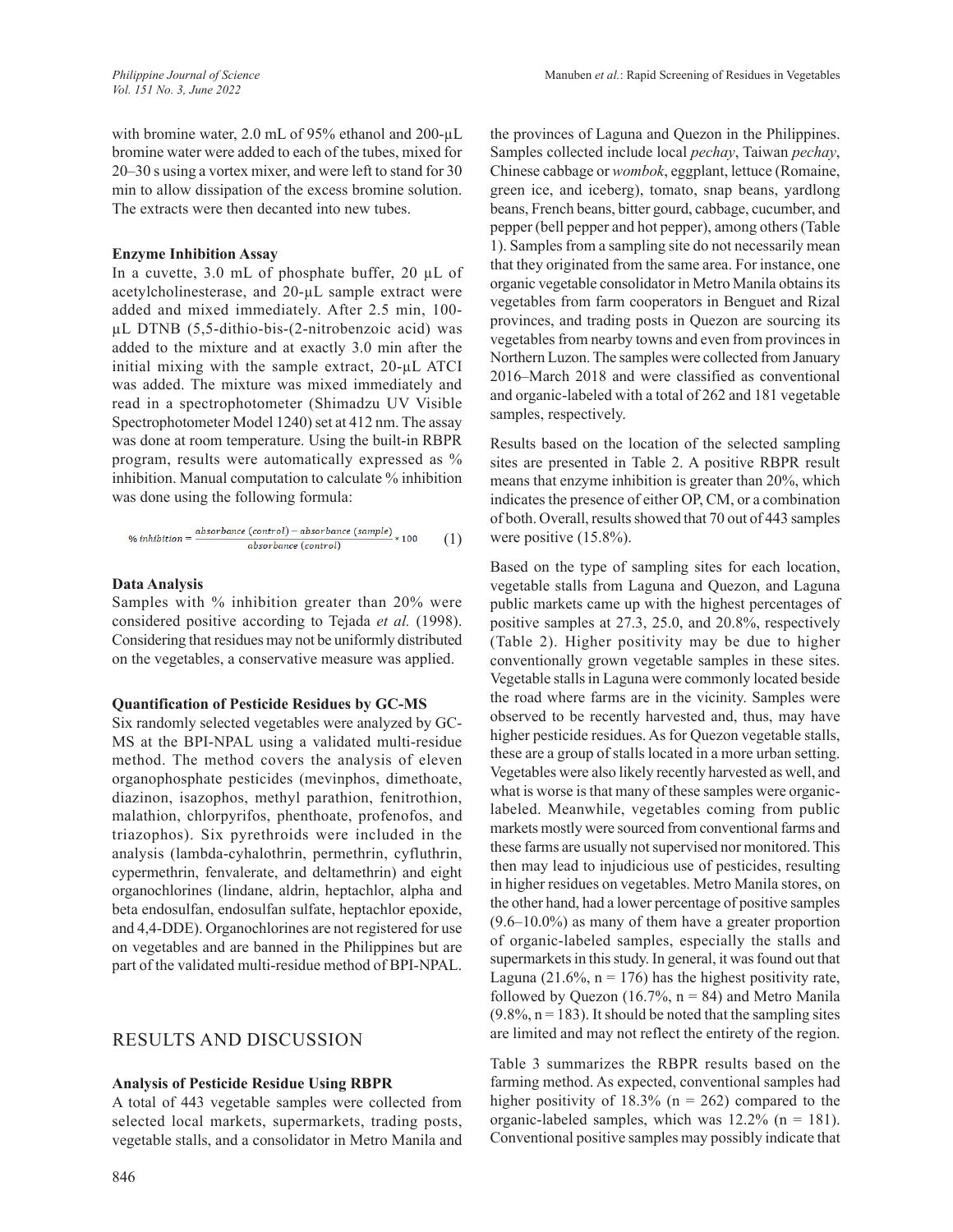with bromine water, 2.0 mL of 95% ethanol and 200-µL bromine water were added to each of the tubes, mixed for 20–30 s using a vortex mixer, and were left to stand for 30 min to allow dissipation of the excess bromine solution. The extracts were then decanted into new tubes.

### Enzyme Inhibition Assay

In a cuvette, 3.0 mL of phosphate buffer, 20 µL of acetylcholinesterase, and 20-µL sample extract were added and mixed immediately. After 2.5 min, 100-µL DTNB (5,5-dithio-bis-(2-nitrobenzoic acid) was added to the mixture and at exactly 3.0 min after the initial mixing with the sample extract, 20-µL ATCI was added. The mixture was mixed immediately and read in a spectrophotometer (Shimadzu UV Visible Spectrophotometer Model 1240) set at 412 nm. The assay was done at room temperature. Using the built-in RBPR program, results were automatically expressed as % inhibition. Manual computation to calculate % inhibition was done using the following formula:

$$\%\ inhibition = \frac{absorbance\ (control) - absorbance\ (sample)}{absorbance\ (control)} * 100 \qquad (1)$$

### Data Analysis

Samples with % inhibition greater than 20% were considered positive according to Tejada *et al.* (1998). Considering that residues may not be uniformly distributed on the vegetables, a conservative measure was applied.

### Quantification of Pesticide Residues by GC-MS

Six randomly selected vegetables were analyzed by GC-MS at the BPI-NPAL using a validated multi-residue method. The method covers the analysis of eleven organophosphate pesticides (mevinphos, dimethoate, diazinon, isazophos, methyl parathion, fenitrothion, malathion, chlorpyrifos, phenthoate, profenofos, and triazophos). Six pyrethroids were included in the analysis (lambda-cyhalothrin, permethrin, cyfluthrin, cypermethrin, fenvalerate, and deltamethrin) and eight organochlorines (lindane, aldrin, heptachlor, alpha and beta endosulfan, endosulfan sulfate, heptachlor epoxide, and 4,4-DDE). Organochlorines are not registered for use on vegetables and are banned in the Philippines but are part of the validated multi-residue method of BPI-NPAL.

## RESULTS AND DISCUSSION

### Analysis of Pesticide Residue Using RBPR

A total of 443 vegetable samples were collected from selected local markets, supermarkets, trading posts, vegetable stalls, and a consolidator in Metro Manila and the provinces of Laguna and Quezon in the Philippines. Samples collected include local *pechay*, Taiwan *pechay*, Chinese cabbage or *wombok*, eggplant, lettuce (Romaine, green ice, and iceberg), tomato, snap beans, yardlong beans, French beans, bitter gourd, cabbage, cucumber, and pepper (bell pepper and hot pepper), among others (Table 1). Samples from a sampling site do not necessarily mean that they originated from the same area. For instance, one organic vegetable consolidator in Metro Manila obtains its vegetables from farm cooperators in Benguet and Rizal provinces, and trading posts in Quezon are sourcing its vegetables from nearby towns and even from provinces in Northern Luzon. The samples were collected from January 2016–March 2018 and were classified as conventional and organic-labeled with a total of 262 and 181 vegetable samples, respectively.

Results based on the location of the selected sampling sites are presented in Table 2. A positive RBPR result means that enzyme inhibition is greater than 20%, which indicates the presence of either OP, CM, or a combination of both. Overall, results showed that 70 out of 443 samples were positive (15.8%).

Based on the type of sampling sites for each location, vegetable stalls from Laguna and Quezon, and Laguna public markets came up with the highest percentages of positive samples at 27.3, 25.0, and 20.8%, respectively (Table 2). Higher positivity may be due to higher conventionally grown vegetable samples in these sites. Vegetable stalls in Laguna were commonly located beside the road where farms are in the vicinity. Samples were observed to be recently harvested and, thus, may have higher pesticide residues. As for Quezon vegetable stalls, these are a group of stalls located in a more urban setting. Vegetables were also likely recently harvested as well, and what is worse is that many of these samples were organic-labeled. Meanwhile, vegetables coming from public markets mostly were sourced from conventional farms and these farms are usually not supervised nor monitored. This then may lead to injudicious use of pesticides, resulting in higher residues on vegetables. Metro Manila stores, on the other hand, had a lower percentage of positive samples (9.6–10.0%) as many of them have a greater proportion of organic-labeled samples, especially the stalls and supermarkets in this study. In general, it was found out that Laguna (21.6%, n = 176) has the highest positivity rate, followed by Quezon (16.7%, n = 84) and Metro Manila (9.8%, n = 183). It should be noted that the sampling sites are limited and may not reflect the entirety of the region.

Table 3 summarizes the RBPR results based on the farming method. As expected, conventional samples had higher positivity of 18.3% (n = 262) compared to the organic-labeled samples, which was 12.2% (n = 181). Conventional positive samples may possibly indicate that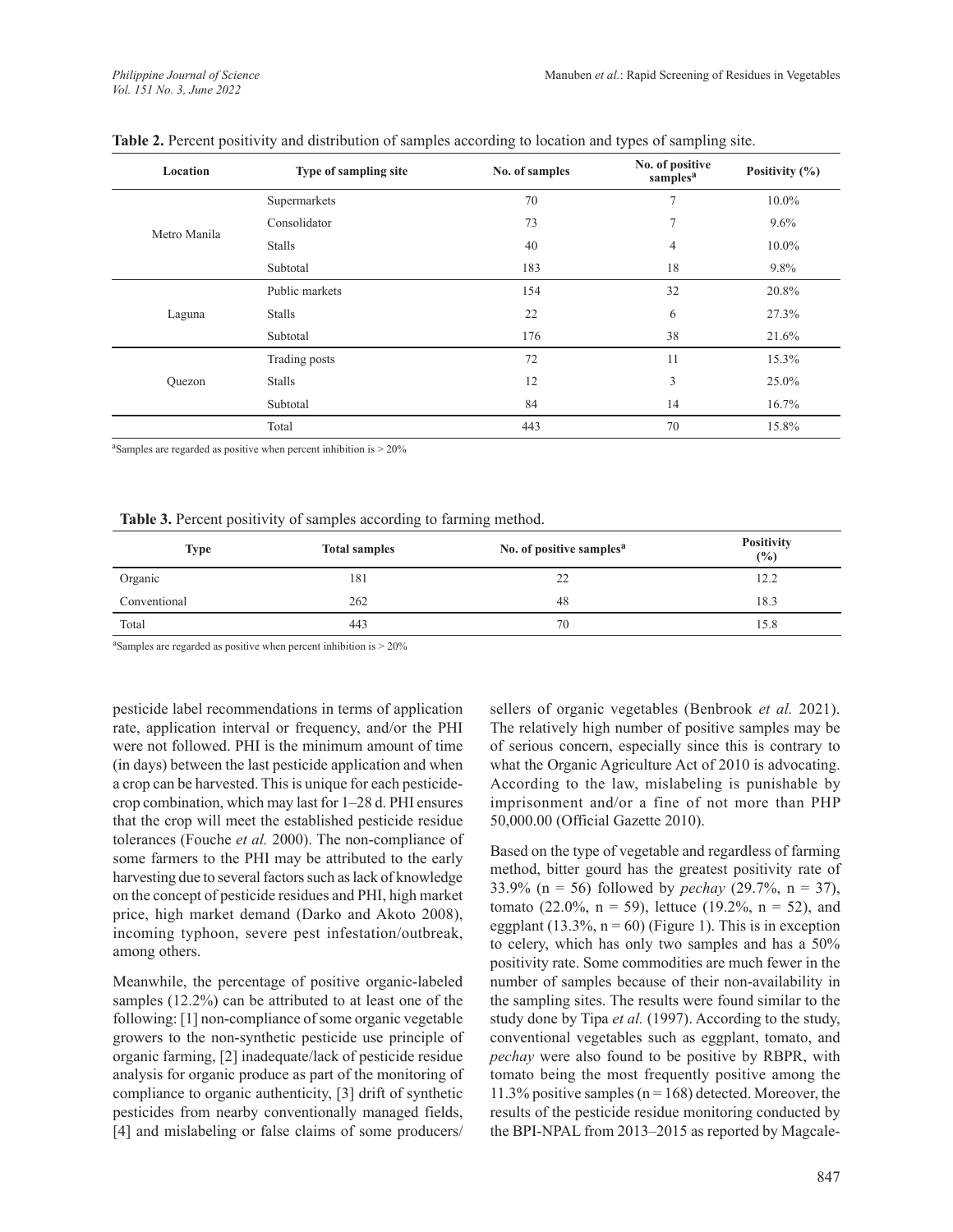**Table 2.** Percent positivity and distribution of samples according to location and types of sampling site.

| Location | Type of sampling site | No. of samples | No. of positive samples[a] | Positivity (%) |
|---|---|---|---|---|
| Metro Manila | Supermarkets | 70 | 7 | 10.0% |
| | Consolidator | 73 | 7 | 9.6% |
| | Stalls | 40 | 4 | 10.0% |
| | Subtotal | 183 | 18 | 9.8% |
| Laguna | Public markets | 154 | 32 | 20.8% |
| | Stalls | 22 | 6 | 27.3% |
| | Subtotal | 176 | 38 | 21.6% |
| Quezon | Trading posts | 72 | 11 | 15.3% |
| | Stalls | 12 | 3 | 25.0% |
| | Subtotal | 84 | 14 | 16.7% |
| | Total | 443 | 70 | 15.8% |

[a]Samples are regarded as positive when percent inhibition is > 20%

**Table 3.** Percent positivity of samples according to farming method.

| Type | Total samples | No. of positive samples[a] | Positivity (%) |
|---|---|---|---|
| Organic | 181 | 22 | 12.2 |
| Conventional | 262 | 48 | 18.3 |
| Total | 443 | 70 | 15.8 |

[a]Samples are regarded as positive when percent inhibition is > 20%

pesticide label recommendations in terms of application rate, application interval or frequency, and/or the PHI were not followed. PHI is the minimum amount of time (in days) between the last pesticide application and when a crop can be harvested. This is unique for each pesticide-crop combination, which may last for 1–28 d. PHI ensures that the crop will meet the established pesticide residue tolerances (Fouche *et al.* 2000). The non-compliance of some farmers to the PHI may be attributed to the early harvesting due to several factors such as lack of knowledge on the concept of pesticide residues and PHI, high market price, high market demand (Darko and Akoto 2008), incoming typhoon, severe pest infestation/outbreak, among others.

Meanwhile, the percentage of positive organic-labeled samples (12.2%) can be attributed to at least one of the following: [1] non-compliance of some organic vegetable growers to the non-synthetic pesticide use principle of organic farming, [2] inadequate/lack of pesticide residue analysis for organic produce as part of the monitoring of compliance to organic authenticity, [3] drift of synthetic pesticides from nearby conventionally managed fields, [4] and mislabeling or false claims of some producers/sellers of organic vegetables (Benbrook *et al.* 2021). The relatively high number of positive samples may be of serious concern, especially since this is contrary to what the Organic Agriculture Act of 2010 is advocating. According to the law, mislabeling is punishable by imprisonment and/or a fine of not more than PHP 50,000.00 (Official Gazette 2010).

Based on the type of vegetable and regardless of farming method, bitter gourd has the greatest positivity rate of 33.9% (n = 56) followed by *pechay* (29.7%, n = 37), tomato (22.0%, n = 59), lettuce (19.2%, n = 52), and eggplant (13.3%, n = 60) (Figure 1). This is in exception to celery, which has only two samples and has a 50% positivity rate. Some commodities are much fewer in the number of samples because of their non-availability in the sampling sites. The results were found similar to the study done by Tipa *et al.* (1997). According to the study, conventional vegetables such as eggplant, tomato, and *pechay* were also found to be positive by RBPR, with tomato being the most frequently positive among the 11.3% positive samples (n = 168) detected. Moreover, the results of the pesticide residue monitoring conducted by the BPI-NPAL from 2013–2015 as reported by Magcale-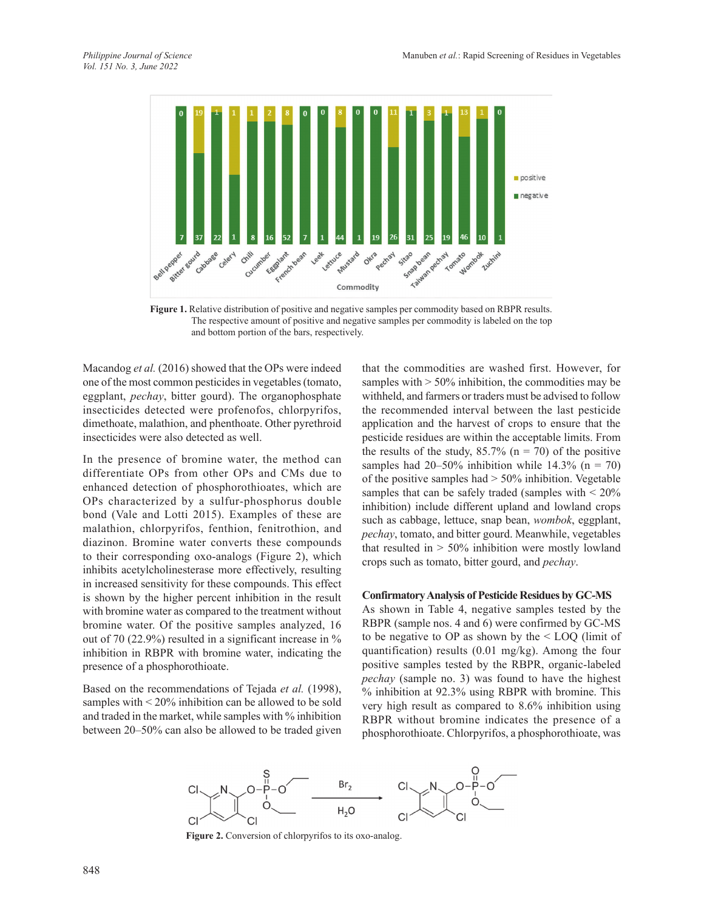**Figure 1.** Relative distribution of positive and negative samples per commodity based on RBPR results. The respective amount of positive and negative samples per commodity is labeled on the top and bottom portion of the bars, respectively.

Macandog *et al.* (2016) showed that the OPs were indeed one of the most common pesticides in vegetables (tomato, eggplant, *pechay*, bitter gourd). The organophosphate insecticides detected were profenofos, chlorpyrifos, dimethoate, malathion, and phenthoate. Other pyrethroid insecticides were also detected as well.

In the presence of bromine water, the method can differentiate OPs from other OPs and CMs due to enhanced detection of phosphorothioates, which are OPs characterized by a sulfur-phosphorus double bond (Vale and Lotti 2015). Examples of these are malathion, chlorpyrifos, fenthion, fenitrothion, and diazinon. Bromine water converts these compounds to their corresponding oxo-analogs (Figure 2), which inhibits acetylcholinesterase more effectively, resulting in increased sensitivity for these compounds. This effect is shown by the higher percent inhibition in the result with bromine water as compared to the treatment without bromine water. Of the positive samples analyzed, 16 out of 70 (22.9%) resulted in a significant increase in % inhibition in RBPR with bromine water, indicating the presence of a phosphorothioate.

Based on the recommendations of Tejada *et al.* (1998), samples with < 20% inhibition can be allowed to be sold and traded in the market, while samples with % inhibition between 20–50% can also be allowed to be traded given that the commodities are washed first. However, for samples with > 50% inhibition, the commodities may be withheld, and farmers or traders must be advised to follow the recommended interval between the last pesticide application and the harvest of crops to ensure that the pesticide residues are within the acceptable limits. From the results of the study, 85.7% (n = 70) of the positive samples had 20–50% inhibition while 14.3% (n = 70) of the positive samples had > 50% inhibition. Vegetable samples that can be safely traded (samples with < 20% inhibition) include different upland and lowland crops such as cabbage, lettuce, snap bean, *wombok*, eggplant, *pechay*, tomato, and bitter gourd. Meanwhile, vegetables that resulted in > 50% inhibition were mostly lowland crops such as tomato, bitter gourd, and *pechay*.

### Confirmatory Analysis of Pesticide Residues by GC-MS

As shown in Table 4, negative samples tested by the RBPR (sample nos. 4 and 6) were confirmed by GC-MS to be negative to OP as shown by the < LOQ (limit of quantification) results (0.01 mg/kg). Among the four positive samples tested by the RBPR, organic-labeled *pechay* (sample no. 3) was found to have the highest % inhibition at 92.3% using RBPR with bromine. This very high result as compared to 8.6% inhibition using RBPR without bromine indicates the presence of a phosphorothioate. Chlorpyrifos, a phosphorothioate, was

**Figure 2.** Conversion of chlorpyrifos to its oxo-analog.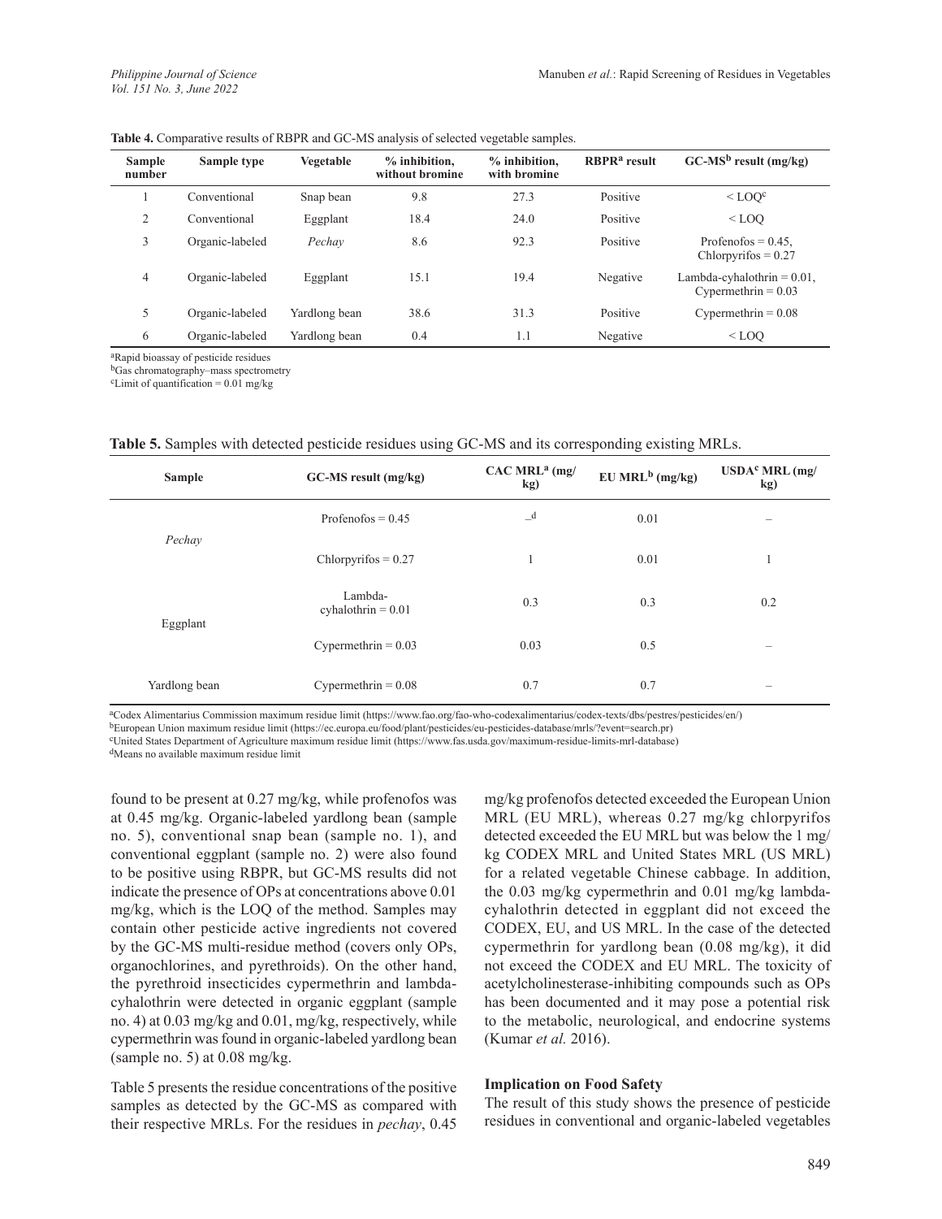**Table 4.** Comparative results of RBPR and GC-MS analysis of selected vegetable samples.

| Sample number | Sample type | Vegetable | % inhibition, without bromine | % inhibition, with bromine | RBPR[a] result | GC-MS[b] result (mg/kg) |
|---|---|---|---|---|---|---|
| 1 | Conventional | Snap bean | 9.8 | 27.3 | Positive | < LOQ[c] |
| 2 | Conventional | Eggplant | 18.4 | 24.0 | Positive | < LOQ |
| 3 | Organic-labeled | *Pechay* | 8.6 | 92.3 | Positive | Profenofos = 0.45, Chlorpyrifos = 0.27 |
| 4 | Organic-labeled | Eggplant | 15.1 | 19.4 | Negative | Lambda-cyhalothrin = 0.01, Cypermethrin = 0.03 |
| 5 | Organic-labeled | Yardlong bean | 38.6 | 31.3 | Positive | Cypermethrin = 0.08 |
| 6 | Organic-labeled | Yardlong bean | 0.4 | 1.1 | Negative | < LOQ |

[a]Rapid bioassay of pesticide residues
[b]Gas chromatography–mass spectrometry
[c]Limit of quantification = 0.01 mg/kg

**Table 5.** Samples with detected pesticide residues using GC-MS and its corresponding existing MRLs.

| Sample | GC-MS result (mg/kg) | CAC MRL[a] (mg/kg) | EU MRL[b] (mg/kg) | USDA[c] MRL (mg/kg) |
|---|---|---|---|---|
| *Pechay* | Profenofos = 0.45 | –[d] | 0.01 | – |
| | Chlorpyrifos = 0.27 | 1 | 0.01 | 1 |
| Eggplant | Lambda-cyhalothrin = 0.01 | 0.3 | 0.3 | 0.2 |
| | Cypermethrin = 0.03 | 0.03 | 0.5 | – |
| Yardlong bean | Cypermethrin = 0.08 | 0.7 | 0.7 | – |

[a]Codex Alimentarius Commission maximum residue limit (https://www.fao.org/fao-who-codexalimentarius/codex-texts/dbs/pestres/pesticides/en/)
[b]European Union maximum residue limit (https://ec.europa.eu/food/plant/pesticides/eu-pesticides-database/mrls/?event=search.pr)
[c]United States Department of Agriculture maximum residue limit (https://www.fas.usda.gov/maximum-residue-limits-mrl-database)
[d]Means no available maximum residue limit

found to be present at 0.27 mg/kg, while profenofos was at 0.45 mg/kg. Organic-labeled yardlong bean (sample no. 5), conventional snap bean (sample no. 1), and conventional eggplant (sample no. 2) were also found to be positive using RBPR, but GC-MS results did not indicate the presence of OPs at concentrations above 0.01 mg/kg, which is the LOQ of the method. Samples may contain other pesticide active ingredients not covered by the GC-MS multi-residue method (covers only OPs, organochlorines, and pyrethroids). On the other hand, the pyrethroid insecticides cypermethrin and lambda-cyhalothrin were detected in organic eggplant (sample no. 4) at 0.03 mg/kg and 0.01, mg/kg, respectively, while cypermethrin was found in organic-labeled yardlong bean (sample no. 5) at 0.08 mg/kg.

Table 5 presents the residue concentrations of the positive samples as detected by the GC-MS as compared with their respective MRLs. For the residues in *pechay*, 0.45 mg/kg profenofos detected exceeded the European Union MRL (EU MRL), whereas 0.27 mg/kg chlorpyrifos detected exceeded the EU MRL but was below the 1 mg/kg CODEX MRL and United States MRL (US MRL) for a related vegetable Chinese cabbage. In addition, the 0.03 mg/kg cypermethrin and 0.01 mg/kg lambda-cyhalothrin detected in eggplant did not exceed the CODEX, EU, and US MRL. In the case of the detected cypermethrin for yardlong bean (0.08 mg/kg), it did not exceed the CODEX and EU MRL. The toxicity of acetylcholinesterase-inhibiting compounds such as OPs has been documented and it may pose a potential risk to the metabolic, neurological, and endocrine systems (Kumar *et al.* 2016).

#### Implication on Food Safety

The result of this study shows the presence of pesticide residues in conventional and organic-labeled vegetables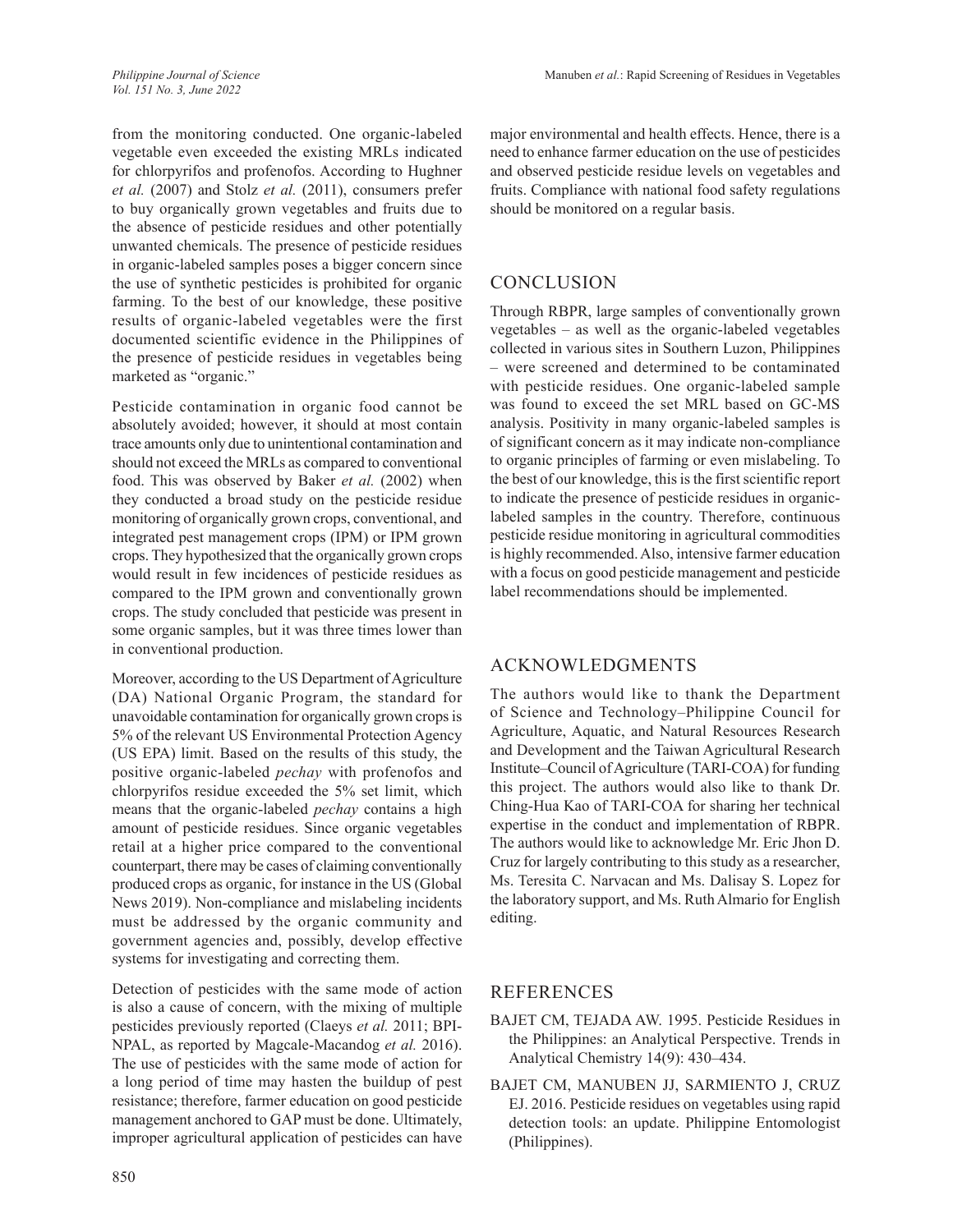from the monitoring conducted. One organic-labeled vegetable even exceeded the existing MRLs indicated for chlorpyrifos and profenofos. According to Hughner *et al.* (2007) and Stolz *et al.* (2011), consumers prefer to buy organically grown vegetables and fruits due to the absence of pesticide residues and other potentially unwanted chemicals. The presence of pesticide residues in organic-labeled samples poses a bigger concern since the use of synthetic pesticides is prohibited for organic farming. To the best of our knowledge, these positive results of organic-labeled vegetables were the first documented scientific evidence in the Philippines of the presence of pesticide residues in vegetables being marketed as "organic."

Pesticide contamination in organic food cannot be absolutely avoided; however, it should at most contain trace amounts only due to unintentional contamination and should not exceed the MRLs as compared to conventional food. This was observed by Baker *et al.* (2002) when they conducted a broad study on the pesticide residue monitoring of organically grown crops, conventional, and integrated pest management crops (IPM) or IPM grown crops. They hypothesized that the organically grown crops would result in few incidences of pesticide residues as compared to the IPM grown and conventionally grown crops. The study concluded that pesticide was present in some organic samples, but it was three times lower than in conventional production.

Moreover, according to the US Department of Agriculture (DA) National Organic Program, the standard for unavoidable contamination for organically grown crops is 5% of the relevant US Environmental Protection Agency (US EPA) limit. Based on the results of this study, the positive organic-labeled *pechay* with profenofos and chlorpyrifos residue exceeded the 5% set limit, which means that the organic-labeled *pechay* contains a high amount of pesticide residues. Since organic vegetables retail at a higher price compared to the conventional counterpart, there may be cases of claiming conventionally produced crops as organic, for instance in the US (Global News 2019). Non-compliance and mislabeling incidents must be addressed by the organic community and government agencies and, possibly, develop effective systems for investigating and correcting them.

Detection of pesticides with the same mode of action is also a cause of concern, with the mixing of multiple pesticides previously reported (Claeys *et al.* 2011; BPI-NPAL, as reported by Magcale-Macandog *et al.* 2016). The use of pesticides with the same mode of action for a long period of time may hasten the buildup of pest resistance; therefore, farmer education on good pesticide management anchored to GAP must be done. Ultimately, improper agricultural application of pesticides can have major environmental and health effects. Hence, there is a need to enhance farmer education on the use of pesticides and observed pesticide residue levels on vegetables and fruits. Compliance with national food safety regulations should be monitored on a regular basis.

## CONCLUSION

Through RBPR, large samples of conventionally grown vegetables – as well as the organic-labeled vegetables collected in various sites in Southern Luzon, Philippines – were screened and determined to be contaminated with pesticide residues. One organic-labeled sample was found to exceed the set MRL based on GC-MS analysis. Positivity in many organic-labeled samples is of significant concern as it may indicate non-compliance to organic principles of farming or even mislabeling. To the best of our knowledge, this is the first scientific report to indicate the presence of pesticide residues in organic-labeled samples in the country. Therefore, continuous pesticide residue monitoring in agricultural commodities is highly recommended. Also, intensive farmer education with a focus on good pesticide management and pesticide label recommendations should be implemented.

## ACKNOWLEDGMENTS

The authors would like to thank the Department of Science and Technology–Philippine Council for Agriculture, Aquatic, and Natural Resources Research and Development and the Taiwan Agricultural Research Institute–Council of Agriculture (TARI-COA) for funding this project. The authors would also like to thank Dr. Ching-Hua Kao of TARI-COA for sharing her technical expertise in the conduct and implementation of RBPR. The authors would like to acknowledge Mr. Eric Jhon D. Cruz for largely contributing to this study as a researcher, Ms. Teresita C. Narvacan and Ms. Dalisay S. Lopez for the laboratory support, and Ms. Ruth Almario for English editing.

## REFERENCES

BAJET CM, TEJADA AW. 1995. Pesticide Residues in the Philippines: an Analytical Perspective. Trends in Analytical Chemistry 14(9): 430–434.

BAJET CM, MANUBEN JJ, SARMIENTO J, CRUZ EJ. 2016. Pesticide residues on vegetables using rapid detection tools: an update. Philippine Entomologist (Philippines).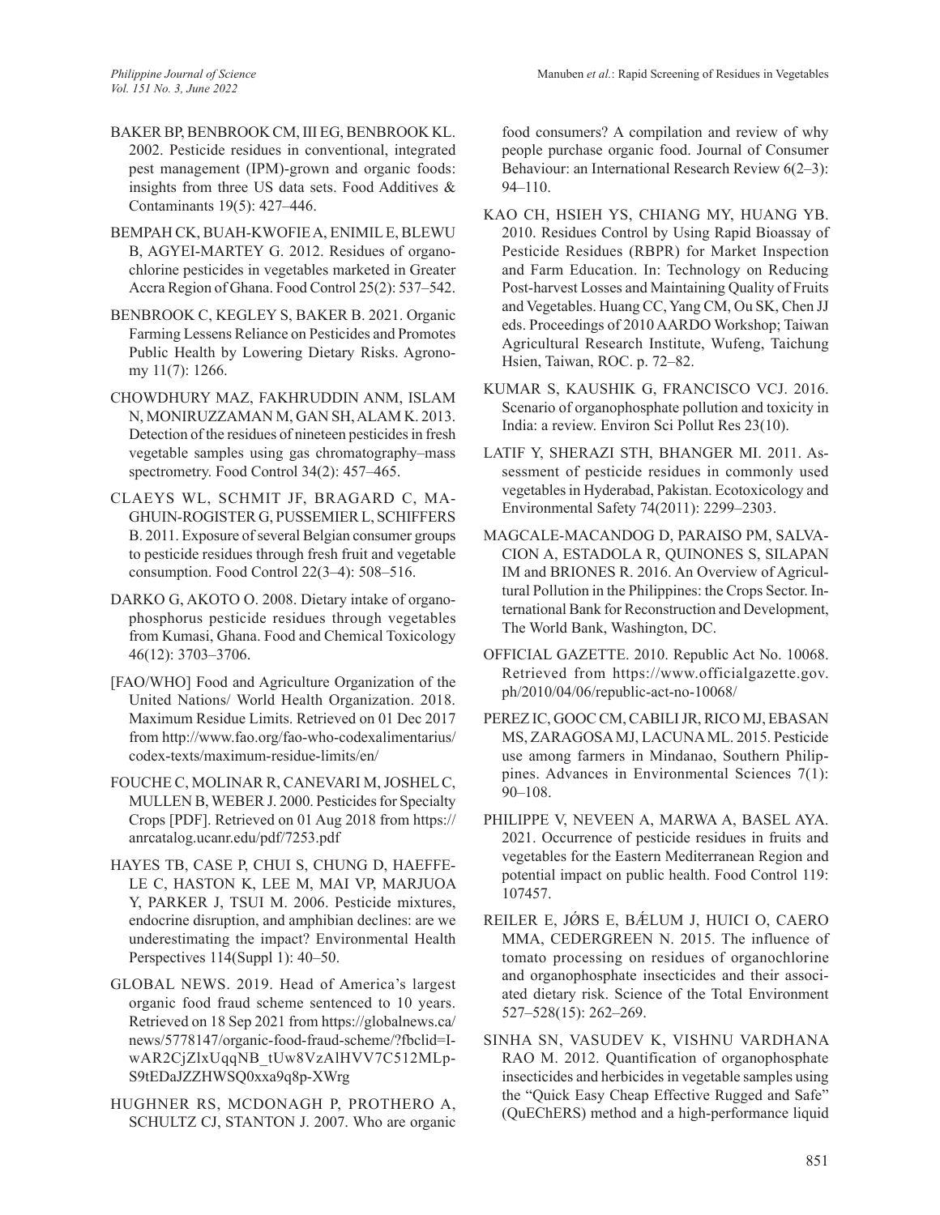BAKER BP, BENBROOK CM, III EG, BENBROOK KL. 2002. Pesticide residues in conventional, integrated pest management (IPM)-grown and organic foods: insights from three US data sets. Food Additives & Contaminants 19(5): 427–446.

BEMPAH CK, BUAH-KWOFIE A, ENIMIL E, BLEWU B, AGYEI-MARTEY G. 2012. Residues of organochlorine pesticides in vegetables marketed in Greater Accra Region of Ghana. Food Control 25(2): 537–542.

BENBROOK C, KEGLEY S, BAKER B. 2021. Organic Farming Lessens Reliance on Pesticides and Promotes Public Health by Lowering Dietary Risks. Agronomy 11(7): 1266.

CHOWDHURY MAZ, FAKHRUDDIN ANM, ISLAM N, MONIRUZZAMAN M, GAN SH, ALAM K. 2013. Detection of the residues of nineteen pesticides in fresh vegetable samples using gas chromatography–mass spectrometry. Food Control 34(2): 457–465.

CLAEYS WL, SCHMIT JF, BRAGARD C, MAGHUIN-ROGISTER G, PUSSEMIER L, SCHIFFERS B. 2011. Exposure of several Belgian consumer groups to pesticide residues through fresh fruit and vegetable consumption. Food Control 22(3–4): 508–516.

DARKO G, AKOTO O. 2008. Dietary intake of organophosphorus pesticide residues through vegetables from Kumasi, Ghana. Food and Chemical Toxicology 46(12): 3703–3706.

[FAO/WHO] Food and Agriculture Organization of the United Nations/ World Health Organization. 2018. Maximum Residue Limits. Retrieved on 01 Dec 2017 from http://www.fao.org/fao-who-codexalimentarius/codex-texts/maximum-residue-limits/en/

FOUCHE C, MOLINAR R, CANEVARI M, JOSHEL C, MULLEN B, WEBER J. 2000. Pesticides for Specialty Crops [PDF]. Retrieved on 01 Aug 2018 from https://anrcatalog.ucanr.edu/pdf/7253.pdf

HAYES TB, CASE P, CHUI S, CHUNG D, HAEFFELE C, HASTON K, LEE M, MAI VP, MARJUOA Y, PARKER J, TSUI M. 2006. Pesticide mixtures, endocrine disruption, and amphibian declines: are we underestimating the impact? Environmental Health Perspectives 114(Suppl 1): 40–50.

GLOBAL NEWS. 2019. Head of America's largest organic food fraud scheme sentenced to 10 years. Retrieved on 18 Sep 2021 from https://globalnews.ca/news/5778147/organic-food-fraud-scheme/?fbclid=IwAR2CjZlxUqqNB_tUw8VzAlHVV7C512MLpS9tEDaJZZHWSQ0xxa9q8p-XWrg

HUGHNER RS, MCDONAGH P, PROTHERO A, SCHULTZ CJ, STANTON J. 2007. Who are organic food consumers? A compilation and review of why people purchase organic food. Journal of Consumer Behaviour: an International Research Review 6(2–3): 94–110.

KAO CH, HSIEH YS, CHIANG MY, HUANG YB. 2010. Residues Control by Using Rapid Bioassay of Pesticide Residues (RBPR) for Market Inspection and Farm Education. In: Technology on Reducing Post-harvest Losses and Maintaining Quality of Fruits and Vegetables. Huang CC, Yang CM, Ou SK, Chen JJ eds. Proceedings of 2010 AARDO Workshop; Taiwan Agricultural Research Institute, Wufeng, Taichung Hsien, Taiwan, ROC. p. 72–82.

KUMAR S, KAUSHIK G, FRANCISCO VCJ. 2016. Scenario of organophosphate pollution and toxicity in India: a review. Environ Sci Pollut Res 23(10).

LATIF Y, SHERAZI STH, BHANGER MI. 2011. Assessment of pesticide residues in commonly used vegetables in Hyderabad, Pakistan. Ecotoxicology and Environmental Safety 74(2011): 2299–2303.

MAGCALE-MACANDOG D, PARAISO PM, SALVACION A, ESTADOLA R, QUINONES S, SILAPAN IM and BRIONES R. 2016. An Overview of Agricultural Pollution in the Philippines: the Crops Sector. International Bank for Reconstruction and Development, The World Bank, Washington, DC.

OFFICIAL GAZETTE. 2010. Republic Act No. 10068. Retrieved from https://www.officialgazette.gov.ph/2010/04/06/republic-act-no-10068/

PEREZ IC, GOOC CM, CABILI JR, RICO MJ, EBASAN MS, ZARAGOSA MJ, LACUNA ML. 2015. Pesticide use among farmers in Mindanao, Southern Philippines. Advances in Environmental Sciences 7(1): 90–108.

PHILIPPE V, NEVEEN A, MARWA A, BASEL AYA. 2021. Occurrence of pesticide residues in fruits and vegetables for the Eastern Mediterranean Region and potential impact on public health. Food Control 119: 107457.

REILER E, JØRS E, BÆLUM J, HUICI O, CAERO MMA, CEDERGREEN N. 2015. The influence of tomato processing on residues of organochlorine and organophosphate insecticides and their associated dietary risk. Science of the Total Environment 527–528(15): 262–269.

SINHA SN, VASUDEV K, VISHNU VARDHANA RAO M. 2012. Quantification of organophosphate insecticides and herbicides in vegetable samples using the "Quick Easy Cheap Effective Rugged and Safe" (QuEChERS) method and a high-performance liquid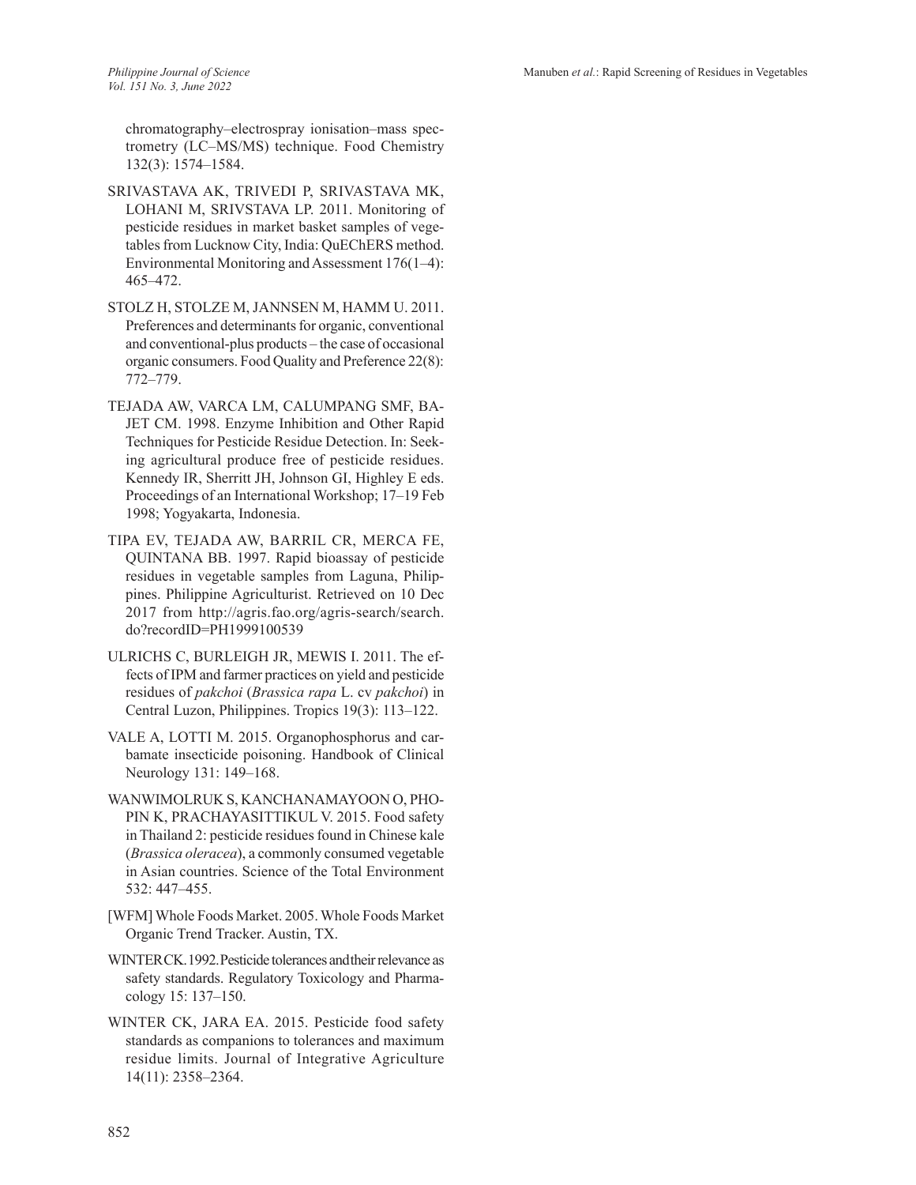chromatography–electrospray ionisation–mass spectrometry (LC–MS/MS) technique. Food Chemistry 132(3): 1574–1584.

SRIVASTAVA AK, TRIVEDI P, SRIVASTAVA MK, LOHANI M, SRIVSTAVA LP. 2011. Monitoring of pesticide residues in market basket samples of vegetables from Lucknow City, India: QuEChERS method. Environmental Monitoring and Assessment 176(1–4): 465–472.

STOLZ H, STOLZE M, JANNSEN M, HAMM U. 2011. Preferences and determinants for organic, conventional and conventional-plus products – the case of occasional organic consumers. Food Quality and Preference 22(8): 772–779.

TEJADA AW, VARCA LM, CALUMPANG SMF, BAJET CM. 1998. Enzyme Inhibition and Other Rapid Techniques for Pesticide Residue Detection. In: Seeking agricultural produce free of pesticide residues. Kennedy IR, Sherritt JH, Johnson GI, Highley E eds. Proceedings of an International Workshop; 17–19 Feb 1998; Yogyakarta, Indonesia.

TIPA EV, TEJADA AW, BARRIL CR, MERCA FE, QUINTANA BB. 1997. Rapid bioassay of pesticide residues in vegetable samples from Laguna, Philippines. Philippine Agriculturist. Retrieved on 10 Dec 2017 from http://agris.fao.org/agris-search/search.do?recordID=PH1999100539

ULRICHS C, BURLEIGH JR, MEWIS I. 2011. The effects of IPM and farmer practices on yield and pesticide residues of *pakchoi* (*Brassica rapa* L. cv *pakchoi*) in Central Luzon, Philippines. Tropics 19(3): 113–122.

VALE A, LOTTI M. 2015. Organophosphorus and carbamate insecticide poisoning. Handbook of Clinical Neurology 131: 149–168.

WANWIMOLRUK S, KANCHANAMAYOON O, PHOPIN K, PRACHAYASITTIKUL V. 2015. Food safety in Thailand 2: pesticide residues found in Chinese kale (*Brassica oleracea*), a commonly consumed vegetable in Asian countries. Science of the Total Environment 532: 447–455.

[WFM] Whole Foods Market. 2005. Whole Foods Market Organic Trend Tracker. Austin, TX.

WINTER CK. 1992. Pesticide tolerances and their relevance as safety standards. Regulatory Toxicology and Pharmacology 15: 137–150.

WINTER CK, JARA EA. 2015. Pesticide food safety standards as companions to tolerances and maximum residue limits. Journal of Integrative Agriculture 14(11): 2358–2364.